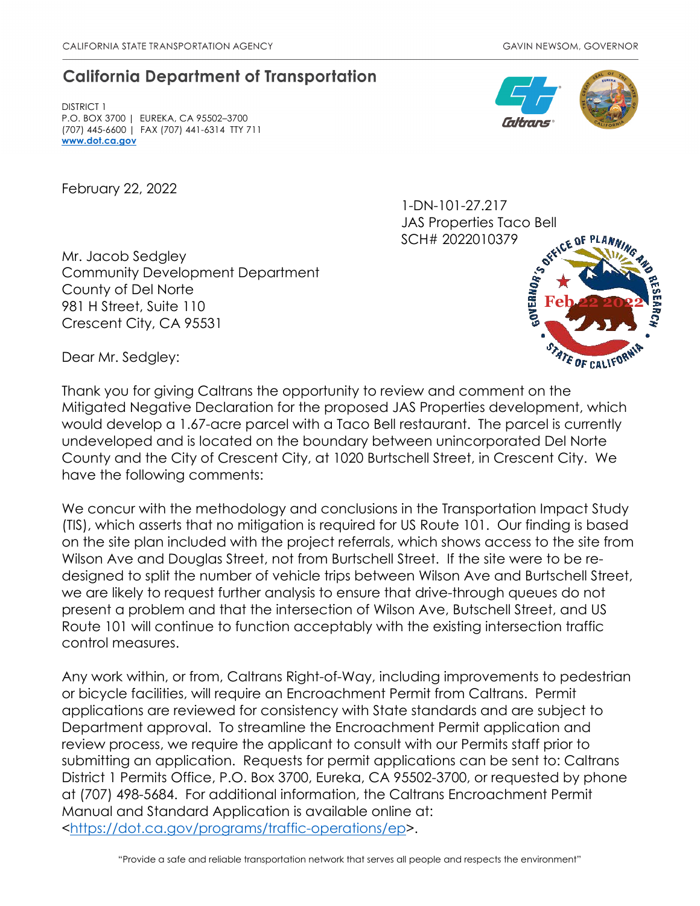CALIFORNIA STATE TRANSPORTATION AGENCY GAVIN NEWSOM, GOVERNOR

## California Department of Transportation

DISTRICT 1
P.O. BOX 3700 | EUREKA, CA 95502–3700
(707) 445-6600 | FAX (707) 441-6314 TTY 711
**www.dot.ca.gov**

February 22, 2022

1-DN-101-27.217
JAS Properties Taco Bell
SCH# 2022010379

Governor's Office of Planning and Research
Feb 22 2022
State of California

Mr. Jacob Sedgley
Community Development Department
County of Del Norte
981 H Street, Suite 110
Crescent City, CA 95531

Dear Mr. Sedgley:

Thank you for giving Caltrans the opportunity to review and comment on the Mitigated Negative Declaration for the proposed JAS Properties development, which would develop a 1.67-acre parcel with a Taco Bell restaurant. The parcel is currently undeveloped and is located on the boundary between unincorporated Del Norte County and the City of Crescent City, at 1020 Burtschell Street, in Crescent City. We have the following comments:

We concur with the methodology and conclusions in the Transportation Impact Study (TIS), which asserts that no mitigation is required for US Route 101. Our finding is based on the site plan included with the project referrals, which shows access to the site from Wilson Ave and Douglas Street, not from Burtschell Street. If the site were to be re-designed to split the number of vehicle trips between Wilson Ave and Burtschell Street, we are likely to request further analysis to ensure that drive-through queues do not present a problem and that the intersection of Wilson Ave, Butschell Street, and US Route 101 will continue to function acceptably with the existing intersection traffic control measures.

Any work within, or from, Caltrans Right-of-Way, including improvements to pedestrian or bicycle facilities, will require an Encroachment Permit from Caltrans. Permit applications are reviewed for consistency with State standards and are subject to Department approval. To streamline the Encroachment Permit application and review process, we require the applicant to consult with our Permits staff prior to submitting an application. Requests for permit applications can be sent to: Caltrans District 1 Permits Office, P.O. Box 3700, Eureka, CA 95502-3700, or requested by phone at (707) 498-5684. For additional information, the Caltrans Encroachment Permit Manual and Standard Application is available online at: <https://dot.ca.gov/programs/traffic-operations/ep>.

"Provide a safe and reliable transportation network that serves all people and respects the environment"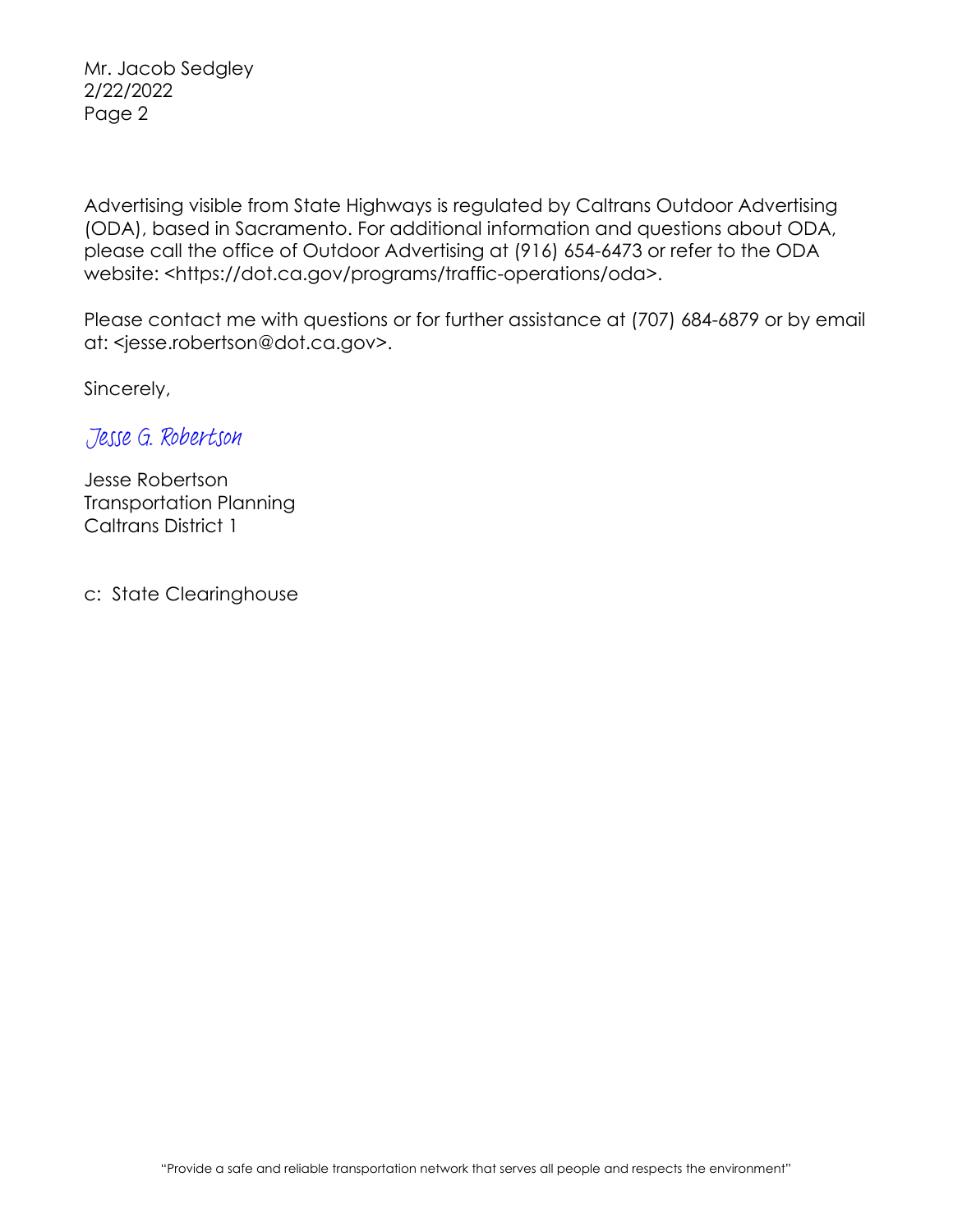Advertising visible from State Highways is regulated by Caltrans Outdoor Advertising (ODA), based in Sacramento. For additional information and questions about ODA, please call the office of Outdoor Advertising at (916) 654-6473 or refer to the ODA website: <https://dot.ca.gov/programs/traffic-operations/oda>.

Please contact me with questions or for further assistance at (707) 684-6879 or by email at: <jesse.robertson@dot.ca.gov>.

Sincerely,

*Jesse G. Robertson*

Jesse Robertson
Transportation Planning
Caltrans District 1

c: State Clearinghouse